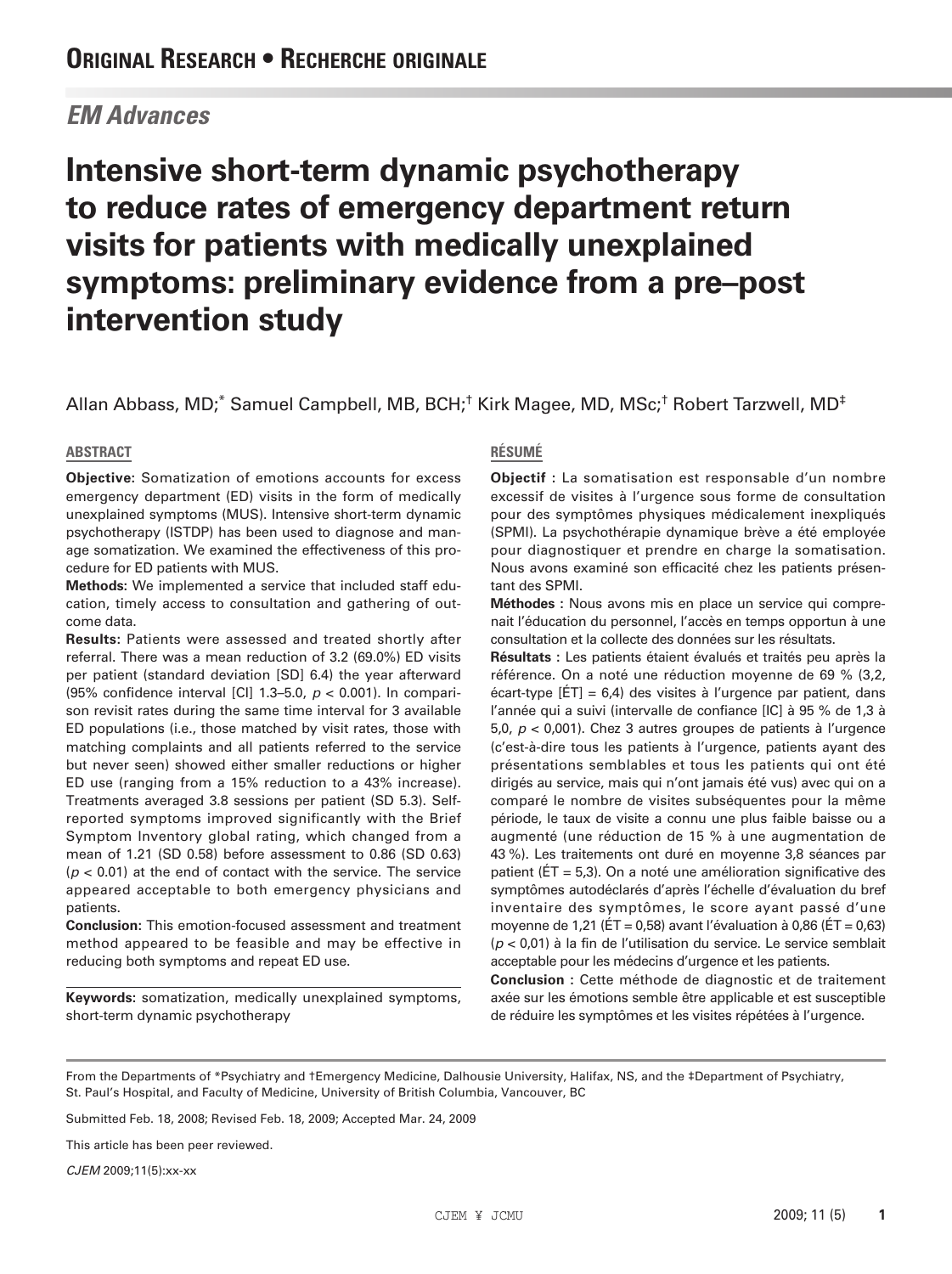**Original Research • Recherche originale**

## *EM Advances*

# Intensive short-term dynamic psychotherapy to reduce rates of emergency department return visits for patients with medically unexplained symptoms: preliminary evidence from a pre–post intervention study

Allan Abbass, MD;[*] Samuel Campbell, MB, BCH;[†] Kirk Magee, MD, MSc;[†] Robert Tarzwell, MD[‡]

### ABSTRACT

**Objective:** Somatization of emotions accounts for excess emergency department (ED) visits in the form of medically unexplained symptoms (MUS). Intensive short-term dynamic psychotherapy (ISTDP) has been used to diagnose and manage somatization. We examined the effectiveness of this procedure for ED patients with MUS.

**Methods:** We implemented a service that included staff education, timely access to consultation and gathering of outcome data.

**Results:** Patients were assessed and treated shortly after referral. There was a mean reduction of 3.2 (69.0%) ED visits per patient (standard deviation [SD] 6.4) the year afterward (95% confidence interval [CI] 1.3–5.0, $p < 0.001$). In comparison revisit rates during the same time interval for 3 available ED populations (i.e., those matched by visit rates, those with matching complaints and all patients referred to the service but never seen) showed either smaller reductions or higher ED use (ranging from a 15% reduction to a 43% increase). Treatments averaged 3.8 sessions per patient (SD 5.3). Self-reported symptoms improved significantly with the Brief Symptom Inventory global rating, which changed from a mean of 1.21 (SD 0.58) before assessment to 0.86 (SD 0.63) ($p < 0.01$) at the end of contact with the service. The service appeared acceptable to both emergency physicians and patients.

**Conclusion:** This emotion-focused assessment and treatment method appeared to be feasible and may be effective in reducing both symptoms and repeat ED use.

**Keywords:** somatization, medically unexplained symptoms, short-term dynamic psychotherapy

### RÉSUMÉ

**Objectif :** La somatisation est responsable d'un nombre excessif de visites à l'urgence sous forme de consultation pour des symptômes physiques médicalement inexpliqués (SPMI). La psychothérapie dynamique brève a été employée pour diagnostiquer et prendre en charge la somatisation. Nous avons examiné son efficacité chez les patients présentant des SPMI.

**Méthodes :** Nous avons mis en place un service qui comprenait l'éducation du personnel, l'accès en temps opportun à une consultation et la collecte des données sur les résultats.

**Résultats :** Les patients étaient évalués et traités peu après la référence. On a noté une réduction moyenne de 69 % (3,2, écart-type [ÉT] = 6,4) des visites à l'urgence par patient, dans l'année qui a suivi (intervalle de confiance [IC] à 95 % de 1,3 à 5,0, $p < 0,001$). Chez 3 autres groupes de patients à l'urgence (c'est-à-dire tous les patients à l'urgence, patients ayant des présentations semblables et tous les patients qui ont été dirigés au service, mais qui n'ont jamais été vus) avec qui on a comparé le nombre de visites subséquentes pour la même période, le taux de visite a connu une plus faible baisse ou a augmenté (une réduction de 15 % à une augmentation de 43 %). Les traitements ont duré en moyenne 3,8 séances par patient (ÉT = 5,3). On a noté une amélioration significative des symptômes autodéclarés d'après l'échelle d'évaluation du bref inventaire des symptômes, le score ayant passé d'une moyenne de 1,21 (ÉT = 0,58) avant l'évaluation à 0,86 (ÉT = 0,63) ($p < 0,01$) à la fin de l'utilisation du service. Le service semblait acceptable pour les médecins d'urgence et les patients.

**Conclusion :** Cette méthode de diagnostic et de traitement axée sur les émotions semble être applicable et est susceptible de réduire les symptômes et les visites répétées à l'urgence.

---

From the Departments of *Psychiatry and †Emergency Medicine, Dalhousie University, Halifax, NS, and the ‡Department of Psychiatry, St. Paul's Hospital, and Faculty of Medicine, University of British Columbia, Vancouver, BC

Submitted Feb. 18, 2008; Revised Feb. 18, 2009; Accepted Mar. 24, 2009

This article has been peer reviewed.

*CJEM* 2009;11(5):xx-xx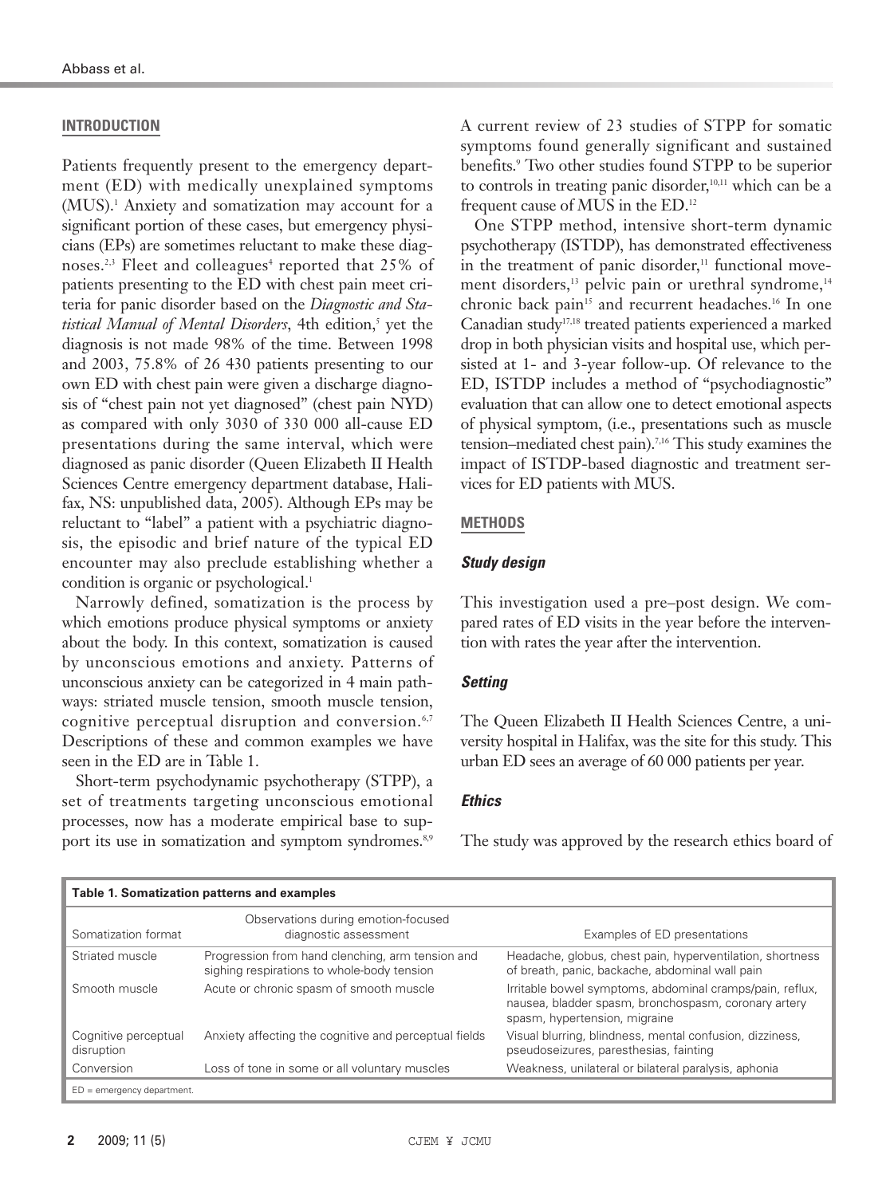## INTRODUCTION

Patients frequently present to the emergency department (ED) with medically unexplained symptoms (MUS).[1] Anxiety and somatization may account for a significant portion of these cases, but emergency physicians (EPs) are sometimes reluctant to make these diagnoses.[2,3] Fleet and colleagues[4] reported that 25% of patients presenting to the ED with chest pain meet criteria for panic disorder based on the *Diagnostic and Statistical Manual of Mental Disorders*, 4th edition,[5] yet the diagnosis is not made 98% of the time. Between 1998 and 2003, 75.8% of 26 430 patients presenting to our own ED with chest pain were given a discharge diagnosis of "chest pain not yet diagnosed" (chest pain NYD) as compared with only 3030 of 330 000 all-cause ED presentations during the same interval, which were diagnosed as panic disorder (Queen Elizabeth II Health Sciences Centre emergency department database, Halifax, NS: unpublished data, 2005). Although EPs may be reluctant to "label" a patient with a psychiatric diagnosis, the episodic and brief nature of the typical ED encounter may also preclude establishing whether a condition is organic or psychological.[1]

Narrowly defined, somatization is the process by which emotions produce physical symptoms or anxiety about the body. In this context, somatization is caused by unconscious emotions and anxiety. Patterns of unconscious anxiety can be categorized in 4 main pathways: striated muscle tension, smooth muscle tension, cognitive perceptual disruption and conversion.[6,7] Descriptions of these and common examples we have seen in the ED are in Table 1.

Short-term psychodynamic psychotherapy (STPP), a set of treatments targeting unconscious emotional processes, now has a moderate empirical base to support its use in somatization and symptom syndromes.[8,9] A current review of 23 studies of STPP for somatic symptoms found generally significant and sustained benefits.[9] Two other studies found STPP to be superior to controls in treating panic disorder,[10,11] which can be a frequent cause of MUS in the ED.[12]

One STPP method, intensive short-term dynamic psychotherapy (ISTDP), has demonstrated effectiveness in the treatment of panic disorder,[11] functional movement disorders,[13] pelvic pain or urethral syndrome,[14] chronic back pain[15] and recurrent headaches.[16] In one Canadian study[17,18] treated patients experienced a marked drop in both physician visits and hospital use, which persisted at 1- and 3-year follow-up. Of relevance to the ED, ISTDP includes a method of "psychodiagnostic" evaluation that can allow one to detect emotional aspects of physical symptom, (i.e., presentations such as muscle tension–mediated chest pain).[7,16] This study examines the impact of ISTDP-based diagnostic and treatment services for ED patients with MUS.

## METHODS

### *Study design*

This investigation used a pre–post design. We compared rates of ED visits in the year before the intervention with rates the year after the intervention.

### *Setting*

The Queen Elizabeth II Health Sciences Centre, a university hospital in Halifax, was the site for this study. This urban ED sees an average of 60 000 patients per year.

### *Ethics*

The study was approved by the research ethics board of

**Table 1. Somatization patterns and examples**

| Somatization format | Observations during emotion-focused diagnostic assessment | Examples of ED presentations |
|---|---|---|
| Striated muscle | Progression from hand clenching, arm tension and sighing respirations to whole-body tension | Headache, globus, chest pain, hyperventilation, shortness of breath, panic, backache, abdominal wall pain |
| Smooth muscle | Acute or chronic spasm of smooth muscle | Irritable bowel symptoms, abdominal cramps/pain, reflux, nausea, bladder spasm, bronchospasm, coronary artery spasm, hypertension, migraine |
| Cognitive perceptual disruption | Anxiety affecting the cognitive and perceptual fields | Visual blurring, blindness, mental confusion, dizziness, pseudoseizures, paresthesias, fainting |
| Conversion | Loss of tone in some or all voluntary muscles | Weakness, unilateral or bilateral paralysis, aphonia |

ED = emergency department.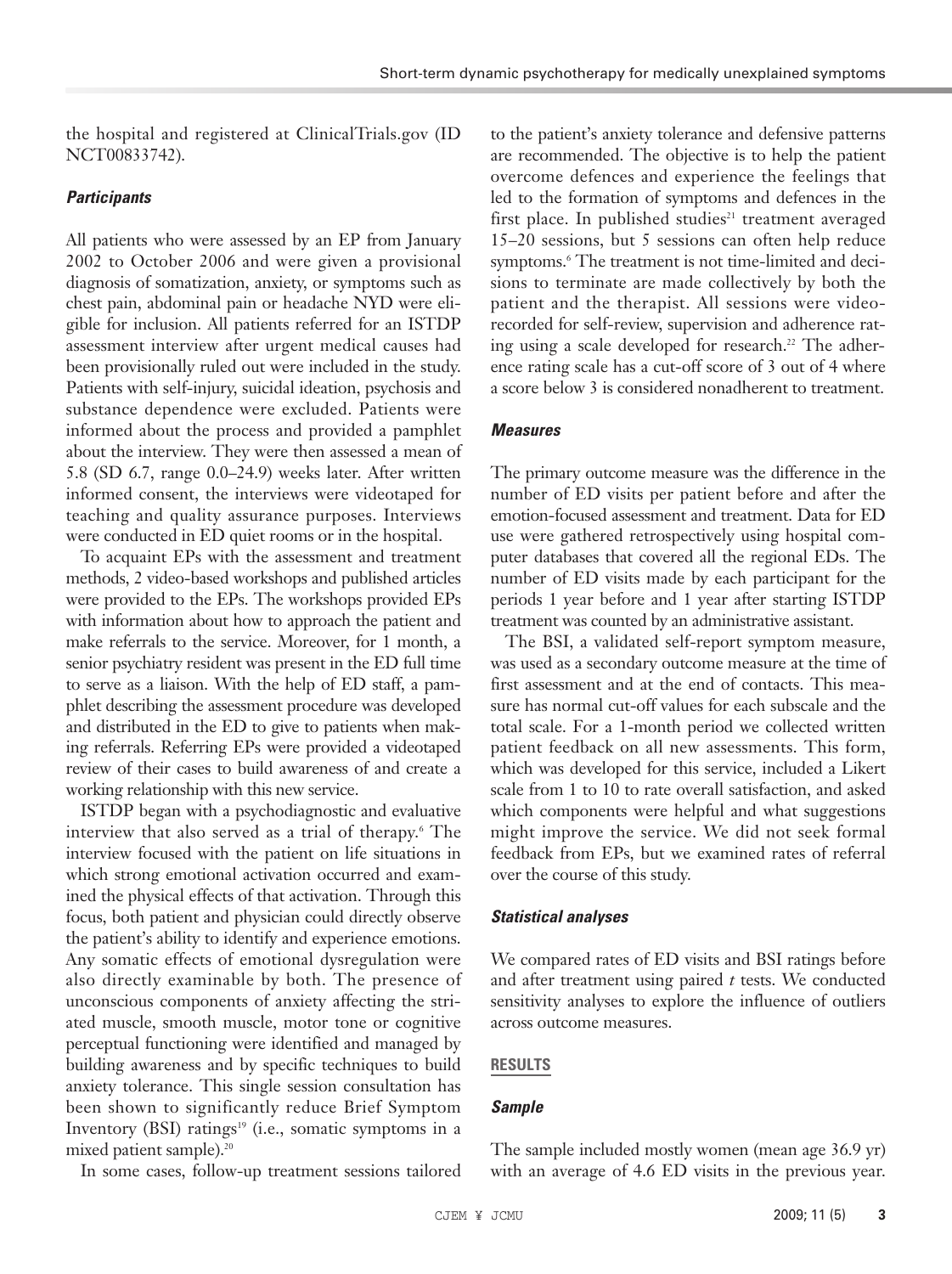the hospital and registered at ClinicalTrials.gov (ID NCT00833742).

### *Participants*

All patients who were assessed by an EP from January 2002 to October 2006 and were given a provisional diagnosis of somatization, anxiety, or symptoms such as chest pain, abdominal pain or headache NYD were eligible for inclusion. All patients referred for an ISTDP assessment interview after urgent medical causes had been provisionally ruled out were included in the study. Patients with self-injury, suicidal ideation, psychosis and substance dependence were excluded. Patients were informed about the process and provided a pamphlet about the interview. They were then assessed a mean of 5.8 (SD 6.7, range 0.0–24.9) weeks later. After written informed consent, the interviews were videotaped for teaching and quality assurance purposes. Interviews were conducted in ED quiet rooms or in the hospital.

To acquaint EPs with the assessment and treatment methods, 2 video-based workshops and published articles were provided to the EPs. The workshops provided EPs with information about how to approach the patient and make referrals to the service. Moreover, for 1 month, a senior psychiatry resident was present in the ED full time to serve as a liaison. With the help of ED staff, a pamphlet describing the assessment procedure was developed and distributed in the ED to give to patients when making referrals. Referring EPs were provided a videotaped review of their cases to build awareness of and create a working relationship with this new service.

ISTDP began with a psychodiagnostic and evaluative interview that also served as a trial of therapy.[6] The interview focused with the patient on life situations in which strong emotional activation occurred and examined the physical effects of that activation. Through this focus, both patient and physician could directly observe the patient's ability to identify and experience emotions. Any somatic effects of emotional dysregulation were also directly examinable by both. The presence of unconscious components of anxiety affecting the striated muscle, smooth muscle, motor tone or cognitive perceptual functioning were identified and managed by building awareness and by specific techniques to build anxiety tolerance. This single session consultation has been shown to significantly reduce Brief Symptom Inventory (BSI) ratings[19] (i.e., somatic symptoms in a mixed patient sample).[20]

In some cases, follow-up treatment sessions tailored to the patient's anxiety tolerance and defensive patterns are recommended. The objective is to help the patient overcome defences and experience the feelings that led to the formation of symptoms and defences in the first place. In published studies[21] treatment averaged 15–20 sessions, but 5 sessions can often help reduce symptoms.[6] The treatment is not time-limited and decisions to terminate are made collectively by both the patient and the therapist. All sessions were video-recorded for self-review, supervision and adherence rating using a scale developed for research.[22] The adherence rating scale has a cut-off score of 3 out of 4 where a score below 3 is considered nonadherent to treatment.

### *Measures*

The primary outcome measure was the difference in the number of ED visits per patient before and after the emotion-focused assessment and treatment. Data for ED use were gathered retrospectively using hospital computer databases that covered all the regional EDs. The number of ED visits made by each participant for the periods 1 year before and 1 year after starting ISTDP treatment was counted by an administrative assistant.

The BSI, a validated self-report symptom measure, was used as a secondary outcome measure at the time of first assessment and at the end of contacts. This measure has normal cut-off values for each subscale and the total scale. For a 1-month period we collected written patient feedback on all new assessments. This form, which was developed for this service, included a Likert scale from 1 to 10 to rate overall satisfaction, and asked which components were helpful and what suggestions might improve the service. We did not seek formal feedback from EPs, but we examined rates of referral over the course of this study.

### *Statistical analyses*

We compared rates of ED visits and BSI ratings before and after treatment using paired *t* tests. We conducted sensitivity analyses to explore the influence of outliers across outcome measures.

## RESULTS

### *Sample*

The sample included mostly women (mean age 36.9 yr) with an average of 4.6 ED visits in the previous year.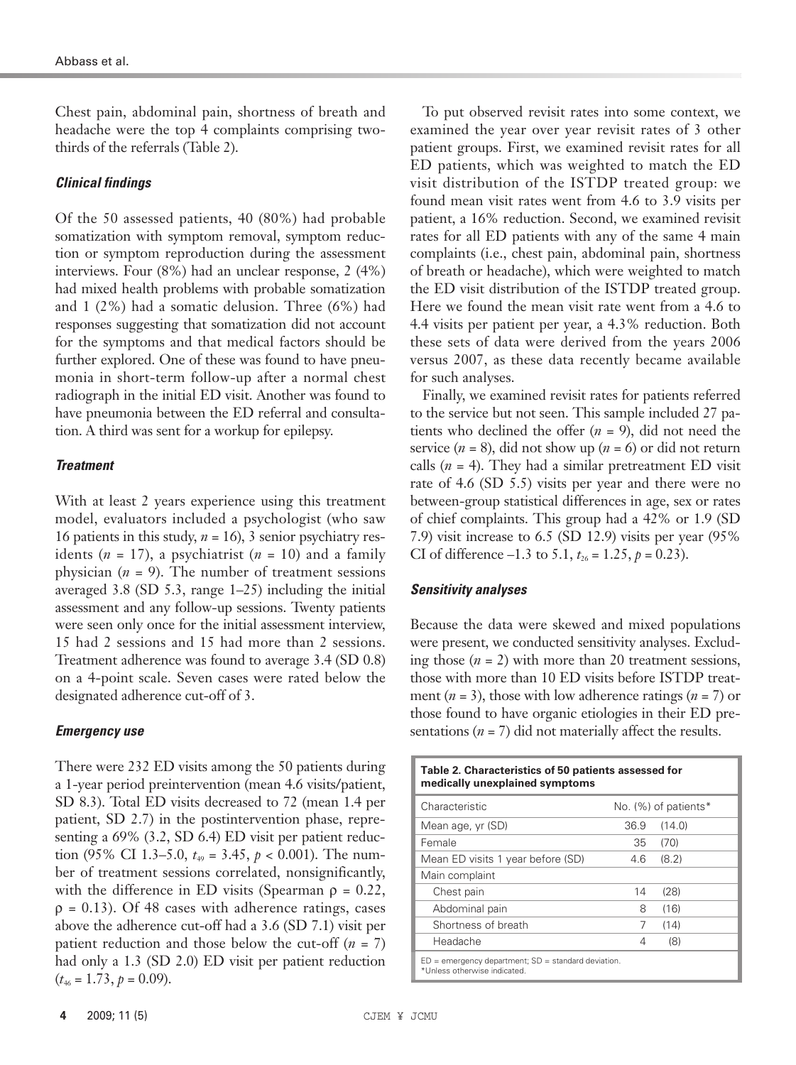Chest pain, abdominal pain, shortness of breath and headache were the top 4 complaints comprising two-thirds of the referrals (Table 2).

### *Clinical findings*

Of the 50 assessed patients, 40 (80%) had probable somatization with symptom removal, symptom reduction or symptom reproduction during the assessment interviews. Four (8%) had an unclear response, 2 (4%) had mixed health problems with probable somatization and 1 (2%) had a somatic delusion. Three (6%) had responses suggesting that somatization did not account for the symptoms and that medical factors should be further explored. One of these was found to have pneumonia in short-term follow-up after a normal chest radiograph in the initial ED visit. Another was found to have pneumonia between the ED referral and consultation. A third was sent for a workup for epilepsy.

### *Treatment*

With at least 2 years experience using this treatment model, evaluators included a psychologist (who saw 16 patients in this study, $n = 16$), 3 senior psychiatry residents ($n = 17$), a psychiatrist ($n = 10$) and a family physician ($n = 9$). The number of treatment sessions averaged 3.8 (SD 5.3, range 1–25) including the initial assessment and any follow-up sessions. Twenty patients were seen only once for the initial assessment interview, 15 had 2 sessions and 15 had more than 2 sessions. Treatment adherence was found to average 3.4 (SD 0.8) on a 4-point scale. Seven cases were rated below the designated adherence cut-off of 3.

### *Emergency use*

There were 232 ED visits among the 50 patients during a 1-year period preintervention (mean 4.6 visits/patient, SD 8.3). Total ED visits decreased to 72 (mean 1.4 per patient, SD 2.7) in the postintervention phase, representing a 69% (3.2, SD 6.4) ED visit per patient reduction (95% CI 1.3–5.0, $t_{49} = 3.45$, $p < 0.001$). The number of treatment sessions correlated, nonsignificantly, with the difference in ED visits (Spearman $\rho = 0.22$, $\rho = 0.13$). Of 48 cases with adherence ratings, cases above the adherence cut-off had a 3.6 (SD 7.1) visit per patient reduction and those below the cut-off ($n = 7$) had only a 1.3 (SD 2.0) ED visit per patient reduction ($t_{46} = 1.73$, $p = 0.09$).

To put observed revisit rates into some context, we examined the year over year revisit rates of 3 other patient groups. First, we examined revisit rates for all ED patients, which was weighted to match the ED visit distribution of the ISTDP treated group: we found mean visit rates went from 4.6 to 3.9 visits per patient, a 16% reduction. Second, we examined revisit rates for all ED patients with any of the same 4 main complaints (i.e., chest pain, abdominal pain, shortness of breath or headache), which were weighted to match the ED visit distribution of the ISTDP treated group. Here we found the mean visit rate went from a 4.6 to 4.4 visits per patient per year, a 4.3% reduction. Both these sets of data were derived from the years 2006 versus 2007, as these data recently became available for such analyses.

Finally, we examined revisit rates for patients referred to the service but not seen. This sample included 27 patients who declined the offer ($n = 9$), did not need the service ($n = 8$), did not show up ($n = 6$) or did not return calls ($n = 4$). They had a similar pretreatment ED visit rate of 4.6 (SD 5.5) visits per year and there were no between-group statistical differences in age, sex or rates of chief complaints. This group had a 42% or 1.9 (SD 7.9) visit increase to 6.5 (SD 12.9) visits per year (95% CI of difference –1.3 to 5.1, $t_{26} = 1.25$, $p = 0.23$).

### *Sensitivity analyses*

Because the data were skewed and mixed populations were present, we conducted sensitivity analyses. Excluding those ($n = 2$) with more than 20 treatment sessions, those with more than 10 ED visits before ISTDP treatment ($n = 3$), those with low adherence ratings ($n = 7$) or those found to have organic etiologies in their ED presentations ($n = 7$) did not materially affect the results.

**Table 2. Characteristics of 50 patients assessed for medically unexplained symptoms**

| Characteristic | No. (%) of patients* |
|---|---|
| Mean age, yr (SD) | 36.9 (14.0) |
| Female | 35 (70) |
| Mean ED visits 1 year before (SD) | 4.6 (8.2) |
| Main complaint | |
| Chest pain | 14 (28) |
| Abdominal pain | 8 (16) |
| Shortness of breath | 7 (14) |
| Headache | 4 (8) |

ED = emergency department; SD = standard deviation.
*Unless otherwise indicated.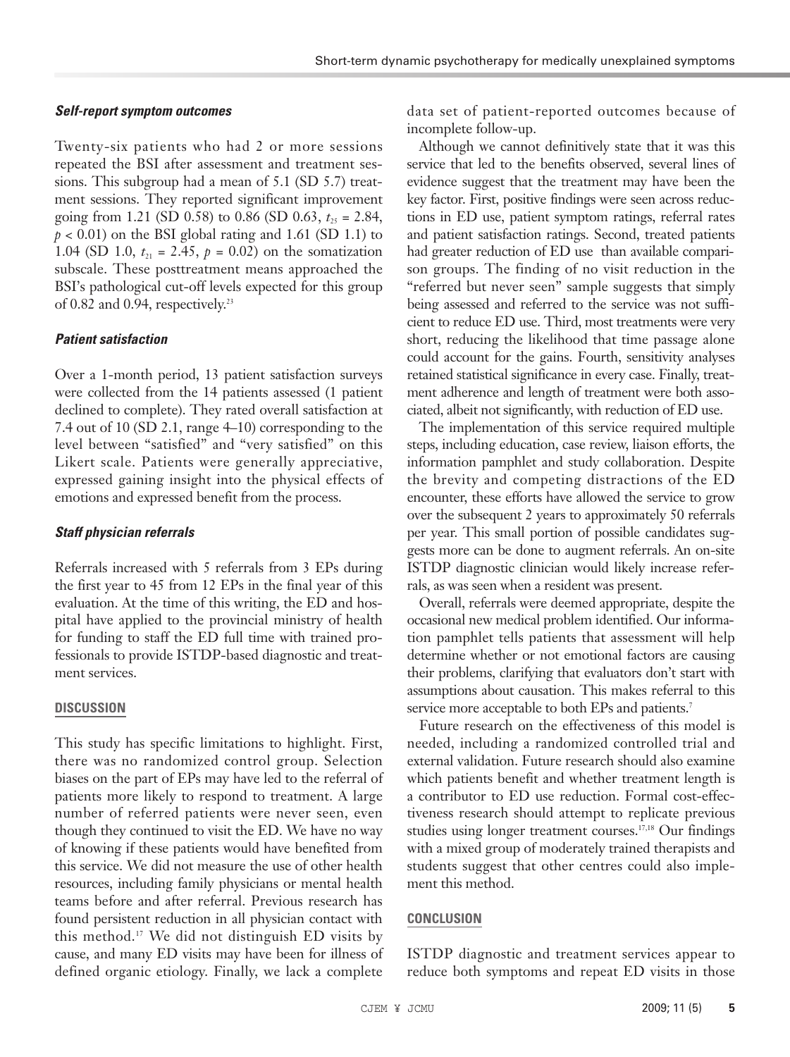### *Self-report symptom outcomes*

Twenty-six patients who had 2 or more sessions repeated the BSI after assessment and treatment sessions. This subgroup had a mean of 5.1 (SD 5.7) treatment sessions. They reported significant improvement going from 1.21 (SD 0.58) to 0.86 (SD 0.63, $t_{25}$ = 2.84, $p < 0.01$) on the BSI global rating and 1.61 (SD 1.1) to 1.04 (SD 1.0, $t_{21}$ = 2.45, $p$ = 0.02) on the somatization subscale. These posttreatment means approached the BSI's pathological cut-off levels expected for this group of 0.82 and 0.94, respectively.[23]

### *Patient satisfaction*

Over a 1-month period, 13 patient satisfaction surveys were collected from the 14 patients assessed (1 patient declined to complete). They rated overall satisfaction at 7.4 out of 10 (SD 2.1, range 4–10) corresponding to the level between "satisfied" and "very satisfied" on this Likert scale. Patients were generally appreciative, expressed gaining insight into the physical effects of emotions and expressed benefit from the process.

### *Staff physician referrals*

Referrals increased with 5 referrals from 3 EPs during the first year to 45 from 12 EPs in the final year of this evaluation. At the time of this writing, the ED and hospital have applied to the provincial ministry of health for funding to staff the ED full time with trained professionals to provide ISTDP-based diagnostic and treatment services.

## DISCUSSION

This study has specific limitations to highlight. First, there was no randomized control group. Selection biases on the part of EPs may have led to the referral of patients more likely to respond to treatment. A large number of referred patients were never seen, even though they continued to visit the ED. We have no way of knowing if these patients would have benefited from this service. We did not measure the use of other health resources, including family physicians or mental health teams before and after referral. Previous research has found persistent reduction in all physician contact with this method.[17] We did not distinguish ED visits by cause, and many ED visits may have been for illness of defined organic etiology. Finally, we lack a complete data set of patient-reported outcomes because of incomplete follow-up.

Although we cannot definitively state that it was this service that led to the benefits observed, several lines of evidence suggest that the treatment may have been the key factor. First, positive findings were seen across reductions in ED use, patient symptom ratings, referral rates and patient satisfaction ratings. Second, treated patients had greater reduction of ED use than available comparison groups. The finding of no visit reduction in the "referred but never seen" sample suggests that simply being assessed and referred to the service was not sufficient to reduce ED use. Third, most treatments were very short, reducing the likelihood that time passage alone could account for the gains. Fourth, sensitivity analyses retained statistical significance in every case. Finally, treatment adherence and length of treatment were both associated, albeit not significantly, with reduction of ED use.

The implementation of this service required multiple steps, including education, case review, liaison efforts, the information pamphlet and study collaboration. Despite the brevity and competing distractions of the ED encounter, these efforts have allowed the service to grow over the subsequent 2 years to approximately 50 referrals per year. This small portion of possible candidates suggests more can be done to augment referrals. An on-site ISTDP diagnostic clinician would likely increase referrals, as was seen when a resident was present.

Overall, referrals were deemed appropriate, despite the occasional new medical problem identified. Our information pamphlet tells patients that assessment will help determine whether or not emotional factors are causing their problems, clarifying that evaluators don't start with assumptions about causation. This makes referral to this service more acceptable to both EPs and patients.[7]

Future research on the effectiveness of this model is needed, including a randomized controlled trial and external validation. Future research should also examine which patients benefit and whether treatment length is a contributor to ED use reduction. Formal cost-effectiveness research should attempt to replicate previous studies using longer treatment courses.[17,18] Our findings with a mixed group of moderately trained therapists and students suggest that other centres could also implement this method.

## CONCLUSION

ISTDP diagnostic and treatment services appear to reduce both symptoms and repeat ED visits in those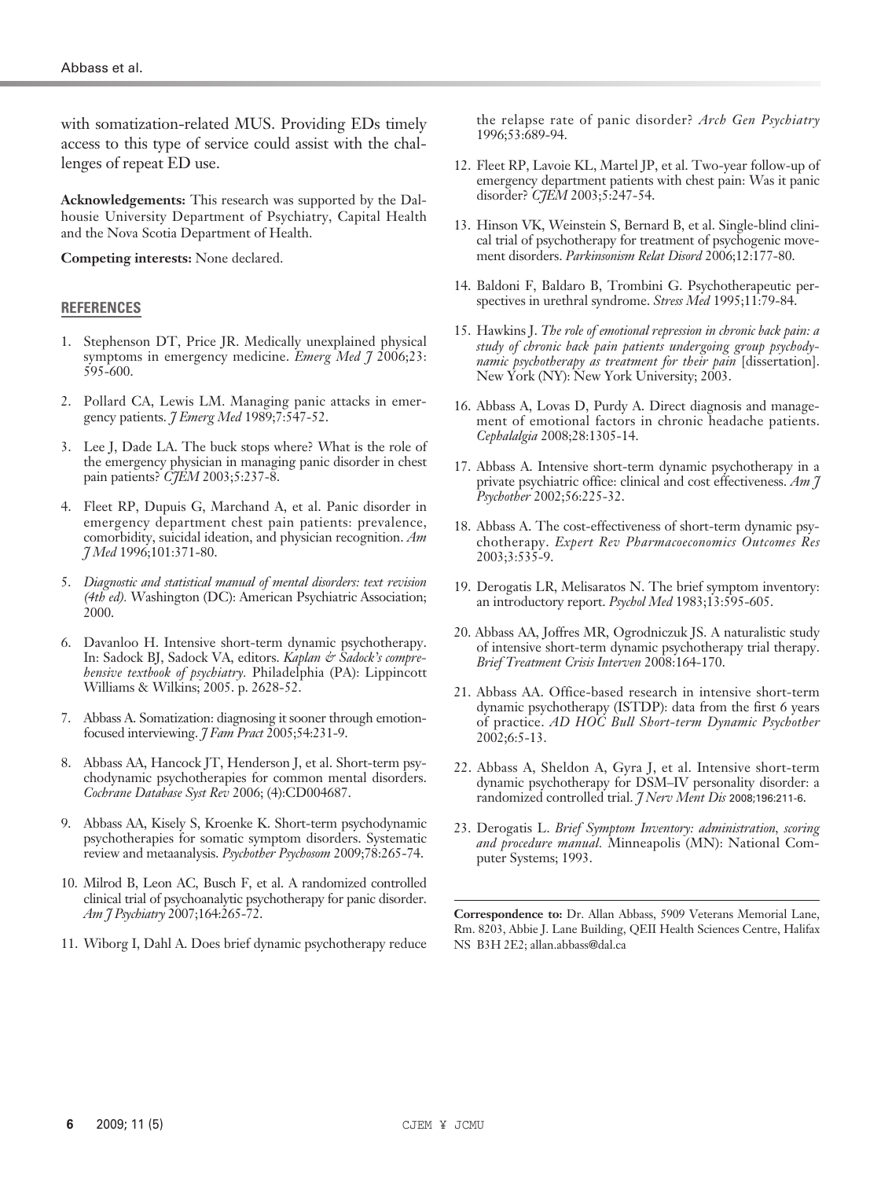with somatization-related MUS. Providing EDs timely access to this type of service could assist with the challenges of repeat ED use.

**Acknowledgements:** This research was supported by the Dalhousie University Department of Psychiatry, Capital Health and the Nova Scotia Department of Health.

**Competing interests:** None declared.

## REFERENCES

1. Stephenson DT, Price JR. Medically unexplained physical symptoms in emergency medicine. *Emerg Med J* 2006;23: 595-600.
2. Pollard CA, Lewis LM. Managing panic attacks in emergency patients. *J Emerg Med* 1989;7:547-52.
3. Lee J, Dade LA. The buck stops where? What is the role of the emergency physician in managing panic disorder in chest pain patients? *CJEM* 2003;5:237-8.
4. Fleet RP, Dupuis G, Marchand A, et al. Panic disorder in emergency department chest pain patients: prevalence, comorbidity, suicidal ideation, and physician recognition. *Am J Med* 1996;101:371-80.
5. *Diagnostic and statistical manual of mental disorders: text revision (4th ed).* Washington (DC): American Psychiatric Association; 2000.
6. Davanloo H. Intensive short-term dynamic psychotherapy. In: Sadock BJ, Sadock VA, editors. *Kaplan & Sadock's comprehensive textbook of psychiatry.* Philadelphia (PA): Lippincott Williams & Wilkins; 2005. p. 2628-52.
7. Abbass A. Somatization: diagnosing it sooner through emotion-focused interviewing. *J Fam Pract* 2005;54:231-9.
8. Abbass AA, Hancock JT, Henderson J, et al. Short-term psychodynamic psychotherapies for common mental disorders. *Cochrane Database Syst Rev* 2006; (4):CD004687.
9. Abbass AA, Kisely S, Kroenke K. Short-term psychodynamic psychotherapies for somatic symptom disorders. Systematic review and metaanalysis. *Psychother Psychosom* 2009;78:265-74.
10. Milrod B, Leon AC, Busch F, et al. A randomized controlled clinical trial of psychoanalytic psychotherapy for panic disorder. *Am J Psychiatry* 2007;164:265-72.
11. Wiborg I, Dahl A. Does brief dynamic psychotherapy reduce the relapse rate of panic disorder? *Arch Gen Psychiatry* 1996;53:689-94.
12. Fleet RP, Lavoie KL, Martel JP, et al. Two-year follow-up of emergency department patients with chest pain: Was it panic disorder? *CJEM* 2003;5:247-54.
13. Hinson VK, Weinstein S, Bernard B, et al. Single-blind clinical trial of psychotherapy for treatment of psychogenic movement disorders. *Parkinsonism Relat Disord* 2006;12:177-80.
14. Baldoni F, Baldaro B, Trombini G. Psychotherapeutic perspectives in urethral syndrome. *Stress Med* 1995;11:79-84.
15. Hawkins J. *The role of emotional repression in chronic back pain: a study of chronic back pain patients undergoing group psychodynamic psychotherapy as treatment for their pain* [dissertation]. New York (NY): New York University; 2003.
16. Abbass A, Lovas D, Purdy A. Direct diagnosis and management of emotional factors in chronic headache patients. *Cephalalgia* 2008;28:1305-14.
17. Abbass A. Intensive short-term dynamic psychotherapy in a private psychiatric office: clinical and cost effectiveness. *Am J Psychother* 2002;56:225-32.
18. Abbass A. The cost-effectiveness of short-term dynamic psychotherapy. *Expert Rev Pharmacoeconomics Outcomes Res* 2003;3:535-9.
19. Derogatis LR, Melisaratos N. The brief symptom inventory: an introductory report. *Psychol Med* 1983;13:595-605.
20. Abbass AA, Joffres MR, Ogrodniczuk JS. A naturalistic study of intensive short-term dynamic psychotherapy trial therapy. *Brief Treatment Crisis Interven* 2008:164-170.
21. Abbass AA. Office-based research in intensive short-term dynamic psychotherapy (ISTDP): data from the first 6 years of practice. *AD HOC Bull Short-term Dynamic Psychother* 2002;6:5-13.
22. Abbass A, Sheldon A, Gyra J, et al. Intensive short-term dynamic psychotherapy for DSM–IV personality disorder: a randomized controlled trial. *J Nerv Ment Dis* 2008;196:211-6.
23. Derogatis L. *Brief Symptom Inventory: administration, scoring and procedure manual.* Minneapolis (MN): National Computer Systems; 1993.

---

**Correspondence to:** Dr. Allan Abbass, 5909 Veterans Memorial Lane, Rm. 8203, Abbie J. Lane Building, QEII Health Sciences Centre, Halifax NS B3H 2E2; allan.abbass@dal.ca